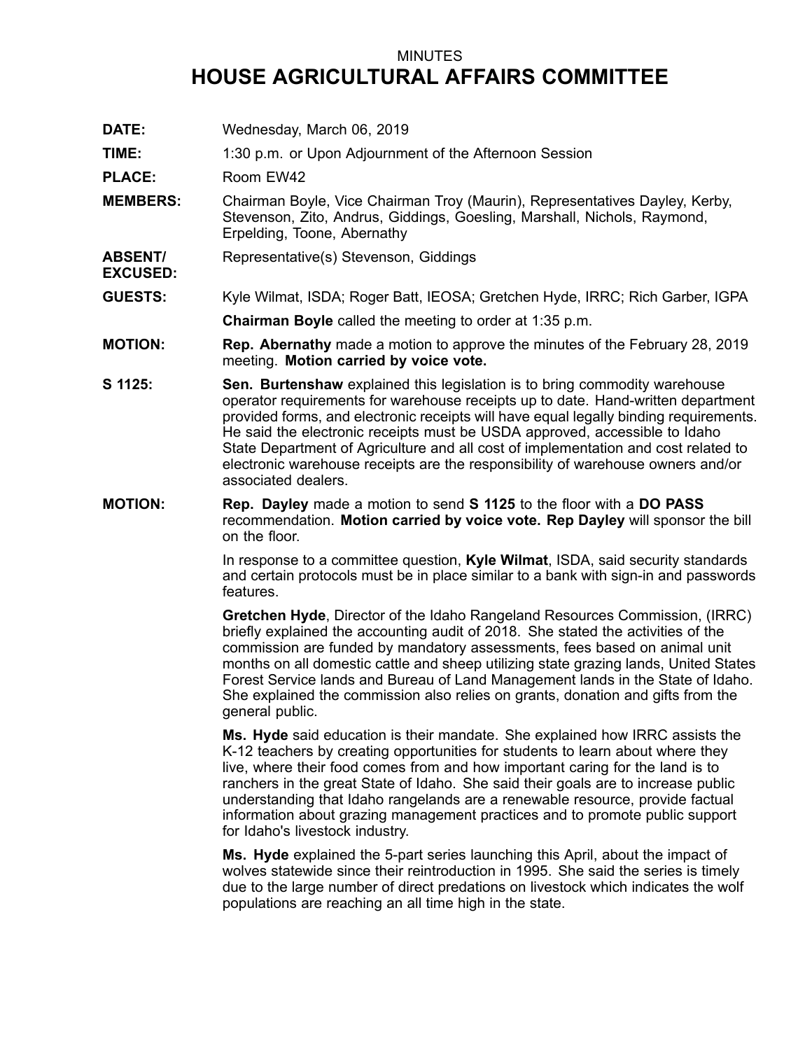MINUTES

# HOUSE AGRICULTURAL AFFAIRS COMMITTEE

**DATE:** Wednesday, March 06, 2019

**TIME:** 1:30 p.m. or Upon Adjournment of the Afternoon Session

**PLACE:** Room EW42

**MEMBERS:** Chairman Boyle, Vice Chairman Troy (Maurin), Representatives Dayley, Kerby, Stevenson, Zito, Andrus, Giddings, Goesling, Marshall, Nichols, Raymond, Erpelding, Toone, Abernathy

**ABSENT/ EXCUSED:** Representative(s) Stevenson, Giddings

**GUESTS:** Kyle Wilmat, ISDA; Roger Batt, IEOSA; Gretchen Hyde, IRRC; Rich Garber, IGPA

**Chairman Boyle** called the meeting to order at 1:35 p.m.

**MOTION:** **Rep. Abernathy** made a motion to approve the minutes of the February 28, 2019 meeting. **Motion carried by voice vote.**

**S 1125:** **Sen. Burtenshaw** explained this legislation is to bring commodity warehouse operator requirements for warehouse receipts up to date. Hand-written department provided forms, and electronic receipts will have equal legally binding requirements. He said the electronic receipts must be USDA approved, accessible to Idaho State Department of Agriculture and all cost of implementation and cost related to electronic warehouse receipts are the responsibility of warehouse owners and/or associated dealers.

**MOTION:** **Rep. Dayley** made a motion to send **S 1125** to the floor with a **DO PASS** recommendation. **Motion carried by voice vote. Rep Dayley** will sponsor the bill on the floor.

In response to a committee question, **Kyle Wilmat**, ISDA, said security standards and certain protocols must be in place similar to a bank with sign-in and passwords features.

**Gretchen Hyde**, Director of the Idaho Rangeland Resources Commission, (IRRC) briefly explained the accounting audit of 2018. She stated the activities of the commission are funded by mandatory assessments, fees based on animal unit months on all domestic cattle and sheep utilizing state grazing lands, United States Forest Service lands and Bureau of Land Management lands in the State of Idaho. She explained the commission also relies on grants, donation and gifts from the general public.

**Ms. Hyde** said education is their mandate. She explained how IRRC assists the K-12 teachers by creating opportunities for students to learn about where they live, where their food comes from and how important caring for the land is to ranchers in the great State of Idaho. She said their goals are to increase public understanding that Idaho rangelands are a renewable resource, provide factual information about grazing management practices and to promote public support for Idaho's livestock industry.

**Ms. Hyde** explained the 5-part series launching this April, about the impact of wolves statewide since their reintroduction in 1995. She said the series is timely due to the large number of direct predations on livestock which indicates the wolf populations are reaching an all time high in the state.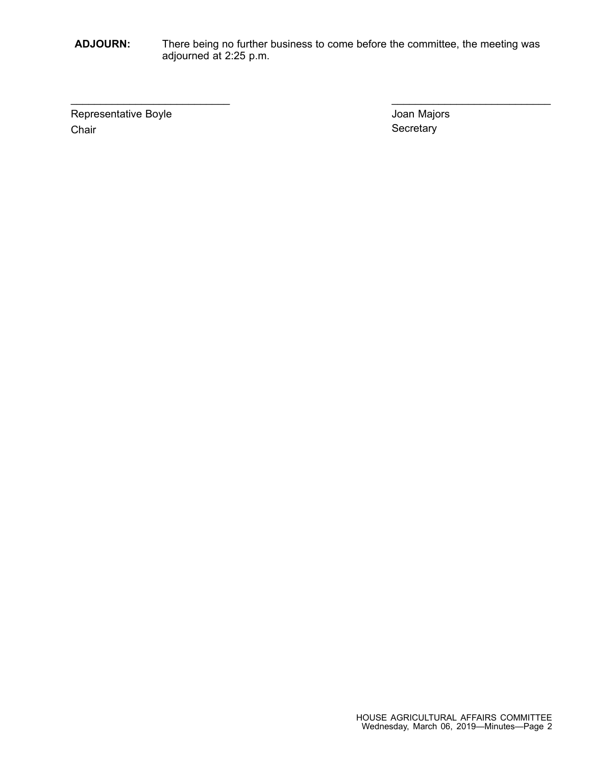**ADJOURN:** There being no further business to come before the committee, the meeting was adjourned at 2:25 p.m.

___________________________

Representative Boyle
Chair

___________________________

Joan Majors
Secretary